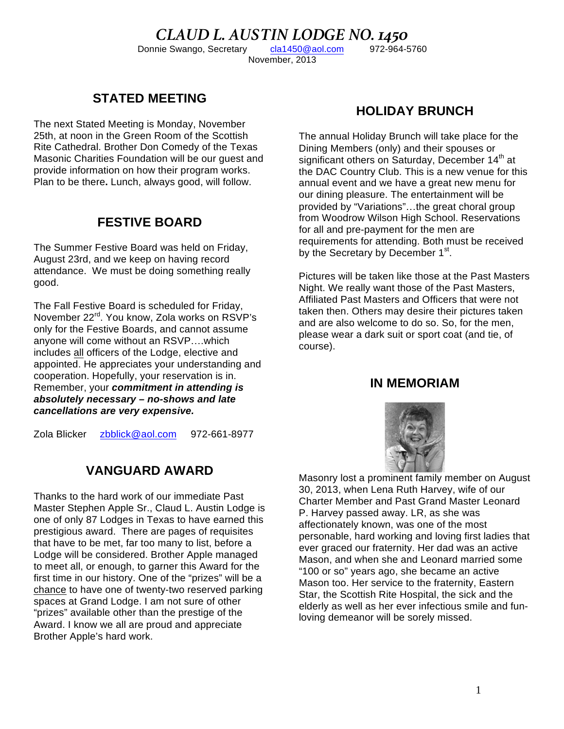# *CLAUD L. AUSTIN LODGE NO. 1450*

Donnie Swango, Secretary    cla1450@aol.com    972-964-5760

November, 2013

## STATED MEETING

The next Stated Meeting is Monday, November 25th, at noon in the Green Room of the Scottish Rite Cathedral. Brother Don Comedy of the Texas Masonic Charities Foundation will be our guest and provide information on how their program works. Plan to be there**.** Lunch, always good, will follow.

## FESTIVE BOARD

The Summer Festive Board was held on Friday, August 23rd, and we keep on having record attendance. We must be doing something really good.

The Fall Festive Board is scheduled for Friday, November 22[rd]. You know, Zola works on RSVP's only for the Festive Boards, and cannot assume anyone will come without an RSVP….which includes all officers of the Lodge, elective and appointed. He appreciates your understanding and cooperation. Hopefully, your reservation is in. Remember, your ***commitment in attending is absolutely necessary – no-shows and late cancellations are very expensive.***

Zola Blicker    zbblick@aol.com    972-661-8977

## VANGUARD AWARD

Thanks to the hard work of our immediate Past Master Stephen Apple Sr., Claud L. Austin Lodge is one of only 87 Lodges in Texas to have earned this prestigious award. There are pages of requisites that have to be met, far too many to list, before a Lodge will be considered. Brother Apple managed to meet all, or enough, to garner this Award for the first time in our history. One of the "prizes" will be a chance to have one of twenty-two reserved parking spaces at Grand Lodge. I am not sure of other "prizes" available other than the prestige of the Award. I know we all are proud and appreciate Brother Apple's hard work.

## HOLIDAY BRUNCH

The annual Holiday Brunch will take place for the Dining Members (only) and their spouses or significant others on Saturday, December 14[th] at the DAC Country Club. This is a new venue for this annual event and we have a great new menu for our dining pleasure. The entertainment will be provided by "Variations"…the great choral group from Woodrow Wilson High School. Reservations for all and pre-payment for the men are requirements for attending. Both must be received by the Secretary by December 1[st].

Pictures will be taken like those at the Past Masters Night. We really want those of the Past Masters, Affiliated Past Masters and Officers that were not taken then. Others may desire their pictures taken and are also welcome to do so. So, for the men, please wear a dark suit or sport coat (and tie, of course).

## IN MEMORIAM

Masonry lost a prominent family member on August 30, 2013, when Lena Ruth Harvey, wife of our Charter Member and Past Grand Master Leonard P. Harvey passed away. LR, as she was affectionately known, was one of the most personable, hard working and loving first ladies that ever graced our fraternity. Her dad was an active Mason, and when she and Leonard married some "100 or so" years ago, she became an active Mason too. Her service to the fraternity, Eastern Star, the Scottish Rite Hospital, the sick and the elderly as well as her ever infectious smile and fun-loving demeanor will be sorely missed.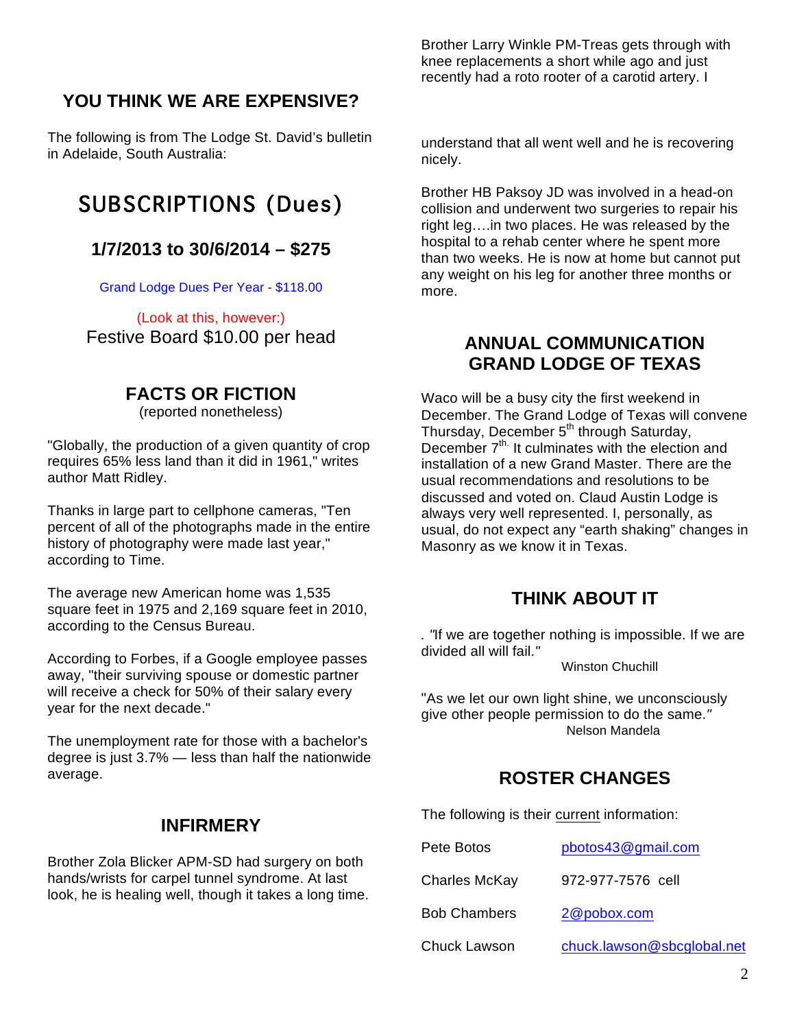## YOU THINK WE ARE EXPENSIVE?

The following is from The Lodge St. David's bulletin in Adelaide, South Australia:

# SUBSCRIPTIONS (Dues)

### 1/7/2013 to 30/6/2014 – $275

Grand Lodge Dues Per Year - $118.00

(Look at this, however:)

Festive Board $10.00 per head

## FACTS OR FICTION

(reported nonetheless)

"Globally, the production of a given quantity of crop requires 65% less land than it did in 1961," writes author Matt Ridley.

Thanks in large part to cellphone cameras, "Ten percent of all of the photographs made in the entire history of photography were made last year," according to Time.

The average new American home was 1,535 square feet in 1975 and 2,169 square feet in 2010, according to the Census Bureau.

According to Forbes, if a Google employee passes away, "their surviving spouse or domestic partner will receive a check for 50% of their salary every year for the next decade."

The unemployment rate for those with a bachelor's degree is just 3.7% — less than half the nationwide average.

## INFIRMERY

Brother Zola Blicker APM-SD had surgery on both hands/wrists for carpel tunnel syndrome. At last look, he is healing well, though it takes a long time.

Brother Larry Winkle PM-Treas gets through with knee replacements a short while ago and just recently had a roto rooter of a carotid artery. I understand that all went well and he is recovering nicely.

Brother HB Paksoy JD was involved in a head-on collision and underwent two surgeries to repair his right leg….in two places. He was released by the hospital to a rehab center where he spent more than two weeks. He is now at home but cannot put any weight on his leg for another three months or more.

## ANNUAL COMMUNICATION GRAND LODGE OF TEXAS

Waco will be a busy city the first weekend in December. The Grand Lodge of Texas will convene Thursday, December 5th through Saturday, December 7th. It culminates with the election and installation of a new Grand Master. There are the usual recommendations and resolutions to be discussed and voted on. Claud Austin Lodge is always very well represented. I, personally, as usual, do not expect any "earth shaking" changes in Masonry as we know it in Texas.

## THINK ABOUT IT

. "If we are together nothing is impossible. If we are divided all will fail."

Winston Chuchill

"As we let our own light shine, we unconsciously give other people permission to do the same."

Nelson Mandela

## ROSTER CHANGES

The following is their current information:

| | |
|---|---|
| Pete Botos | pbotos43@gmail.com |
| Charles McKay | 972-977-7576 cell |
| Bob Chambers | 2@pobox.com |
| Chuck Lawson | chuck.lawson@sbcglobal.net |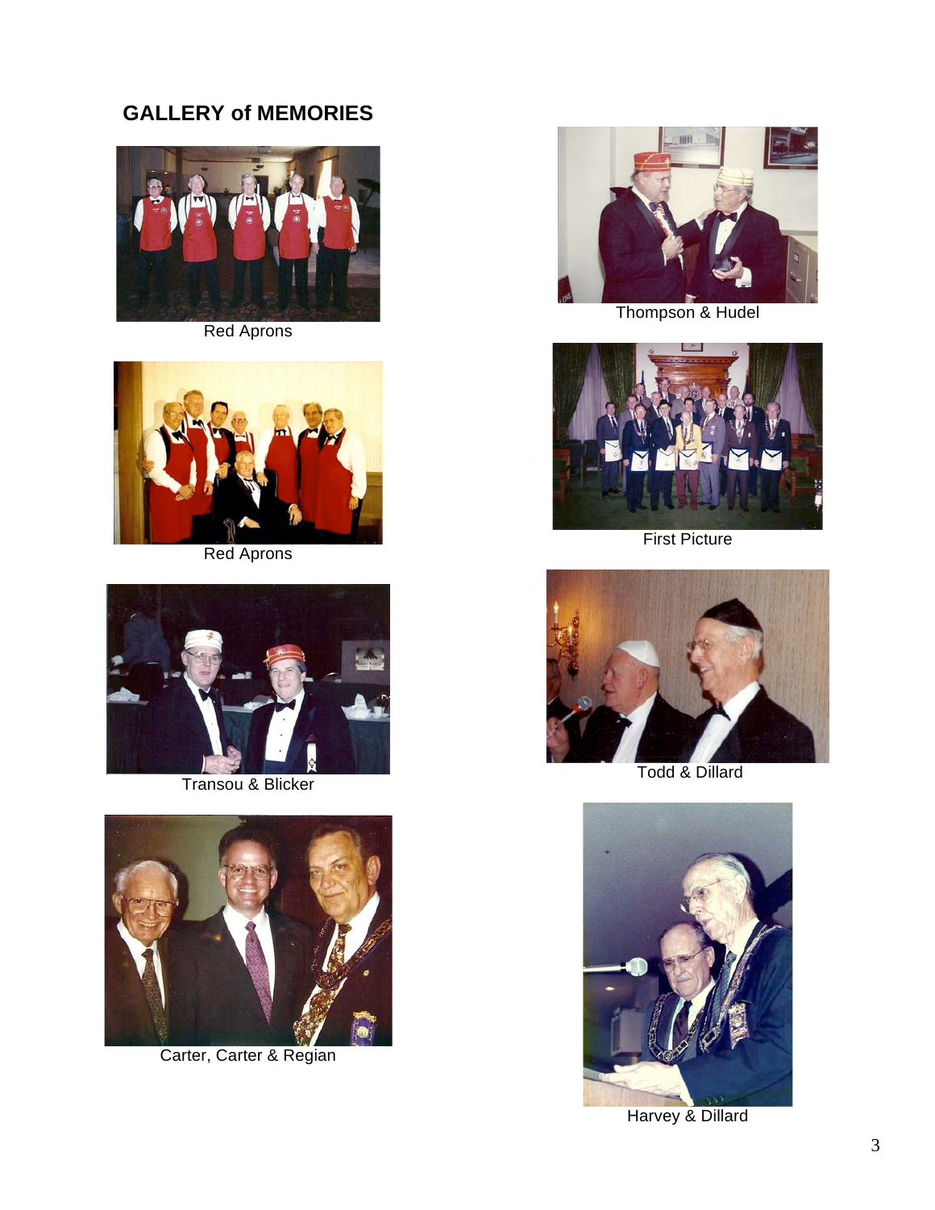## GALLERY of MEMORIES

Red Aprons

Red Aprons

Transou & Blicker

Carter, Carter & Regian

Thompson & Hudel

First Picture

Todd & Dillard

Harvey & Dillard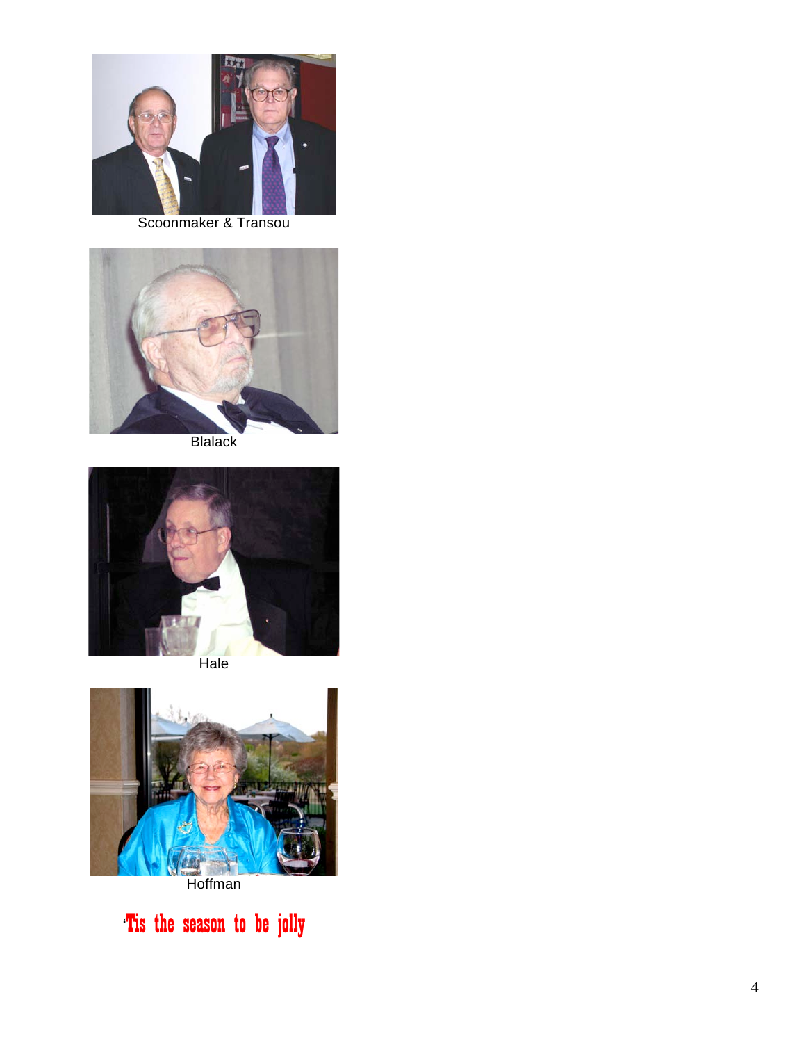Scoonmaker & Transou

Blalack

Hale

Hoffman

'Tis the season to be jolly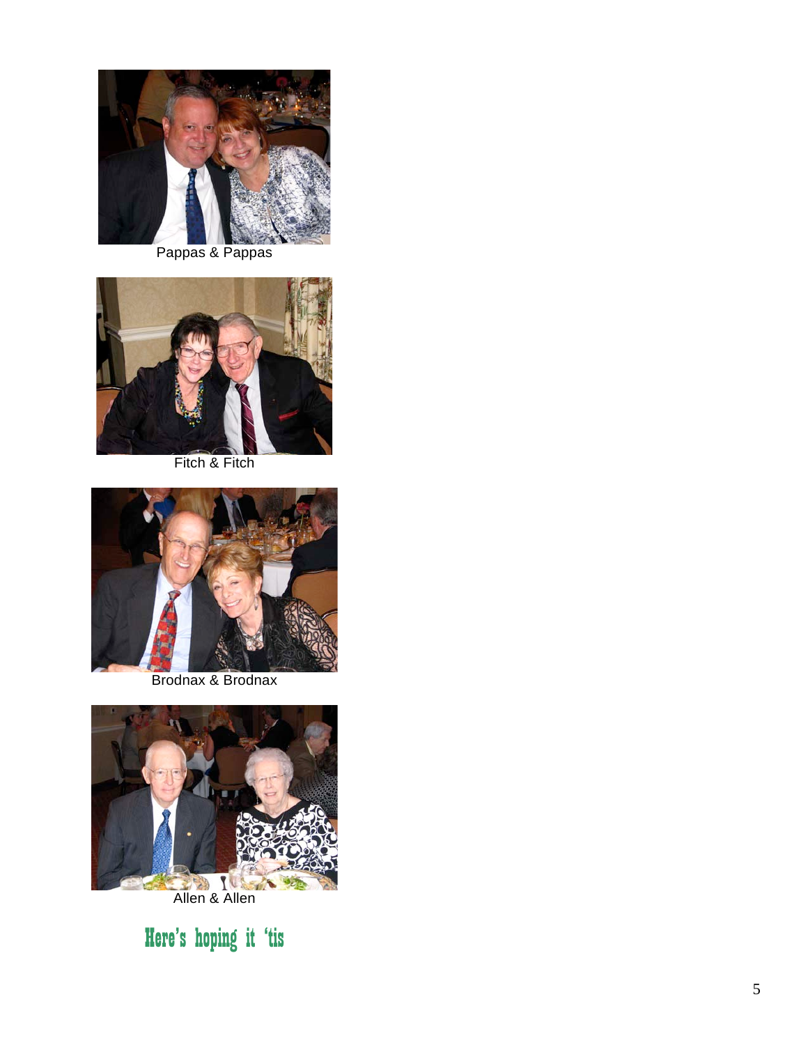Pappas & Pappas

Fitch & Fitch

Brodnax & Brodnax

Allen & Allen

Here's hoping it 'tis